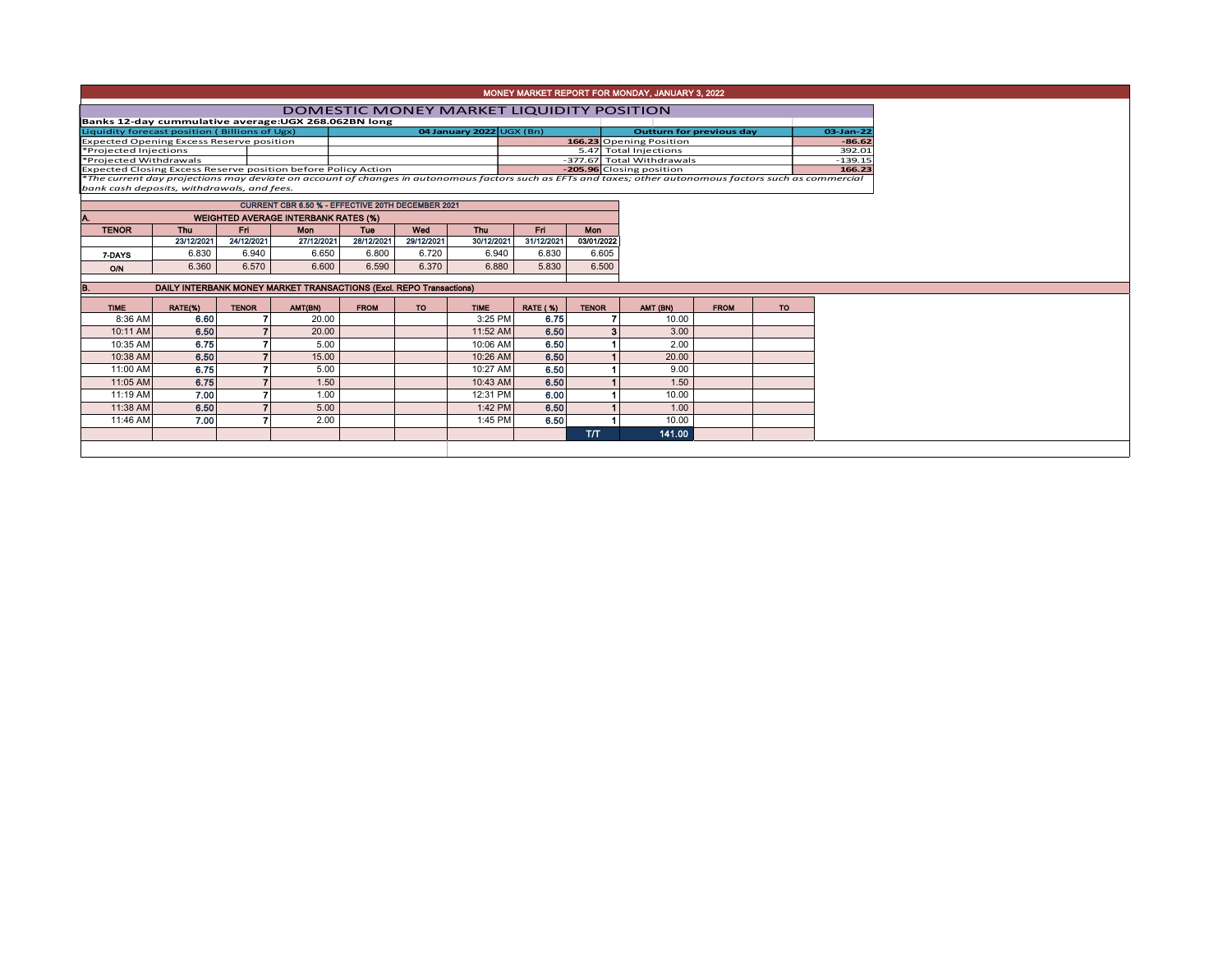# MONEY MARKET REPORT FOR MONDAY, JANUARY 3, 2022

## DOMESTIC MONEY MARKET LIQUIDITY POSITION

**Banks 12-day cummulative average:UGX 268.062BN long**

| Liquidity forecast position ( Billions of Ugx) | 04 January 2022 UGX (Bn) | Outturn for previous day | 03-Jan-22 |
|---|---|---|---|
| Expected Opening Excess Reserve position | **166.23** | Opening Position | **-86.62** |
| *Projected Injections | 5.47 | Total Injections | 392.01 |
| *Projected Withdrawals | -377.67 | Total Withdrawals | -139.15 |
| Expected Closing Excess Reserve position before Policy Action | **-205.96** | Closing position | **166.23** |

*The current day projections may deviate on account of changes in autonomous factors such as EFTs and taxes; other autonomous factors such as commercial bank cash deposits, withdrawals, and fees.*

**CURRENT CBR 6.50 % - EFFECTIVE 20TH DECEMBER 2021**

### A. WEIGHTED AVERAGE INTERBANK RATES (%)

| TENOR | Thu | Fri | Mon | Tue | Wed | Thu | Fri | Mon |
|---|---|---|---|---|---|---|---|---|
| | 23/12/2021 | 24/12/2021 | 27/12/2021 | 28/12/2021 | 29/12/2021 | 30/12/2021 | 31/12/2021 | 03/01/2022 |
| 7-DAYS | 6.830 | 6.940 | 6.650 | 6.800 | 6.720 | 6.940 | 6.830 | 6.605 |
| O/N | 6.360 | 6.570 | 6.600 | 6.590 | 6.370 | 6.880 | 5.830 | 6.500 |

### B. DAILY INTERBANK MONEY MARKET TRANSACTIONS (Excl. REPO Transactions)

| TIME | RATE(%) | TENOR | AMT(BN) | FROM | TO | TIME | RATE ( %) | TENOR | AMT (BN) | FROM | TO |
|---|---|---|---|---|---|---|---|---|---|---|---|
| 8:36 AM | 6.60 | 7 | 20.00 | | | 3:25 PM | 6.75 | 7 | 10.00 | | |
| 10:11 AM | 6.50 | 7 | 20.00 | | | 11:52 AM | 6.50 | 3 | 3.00 | | |
| 10:35 AM | 6.75 | 7 | 5.00 | | | 10:06 AM | 6.50 | 1 | 2.00 | | |
| 10:38 AM | 6.50 | 7 | 15.00 | | | 10:26 AM | 6.50 | 1 | 20.00 | | |
| 11:00 AM | 6.75 | 7 | 5.00 | | | 10:27 AM | 6.50 | 1 | 9.00 | | |
| 11:05 AM | 6.75 | 7 | 1.50 | | | 10:43 AM | 6.50 | 1 | 1.50 | | |
| 11:19 AM | 7.00 | 7 | 1.00 | | | 12:31 PM | 6.00 | 1 | 10.00 | | |
| 11:38 AM | 6.50 | 7 | 5.00 | | | 1:42 PM | 6.50 | 1 | 1.00 | | |
| 11:46 AM | 7.00 | 7 | 2.00 | | | 1:45 PM | 6.50 | 1 | 10.00 | | |
| | | | | | | | | T/T | 141.00 | | |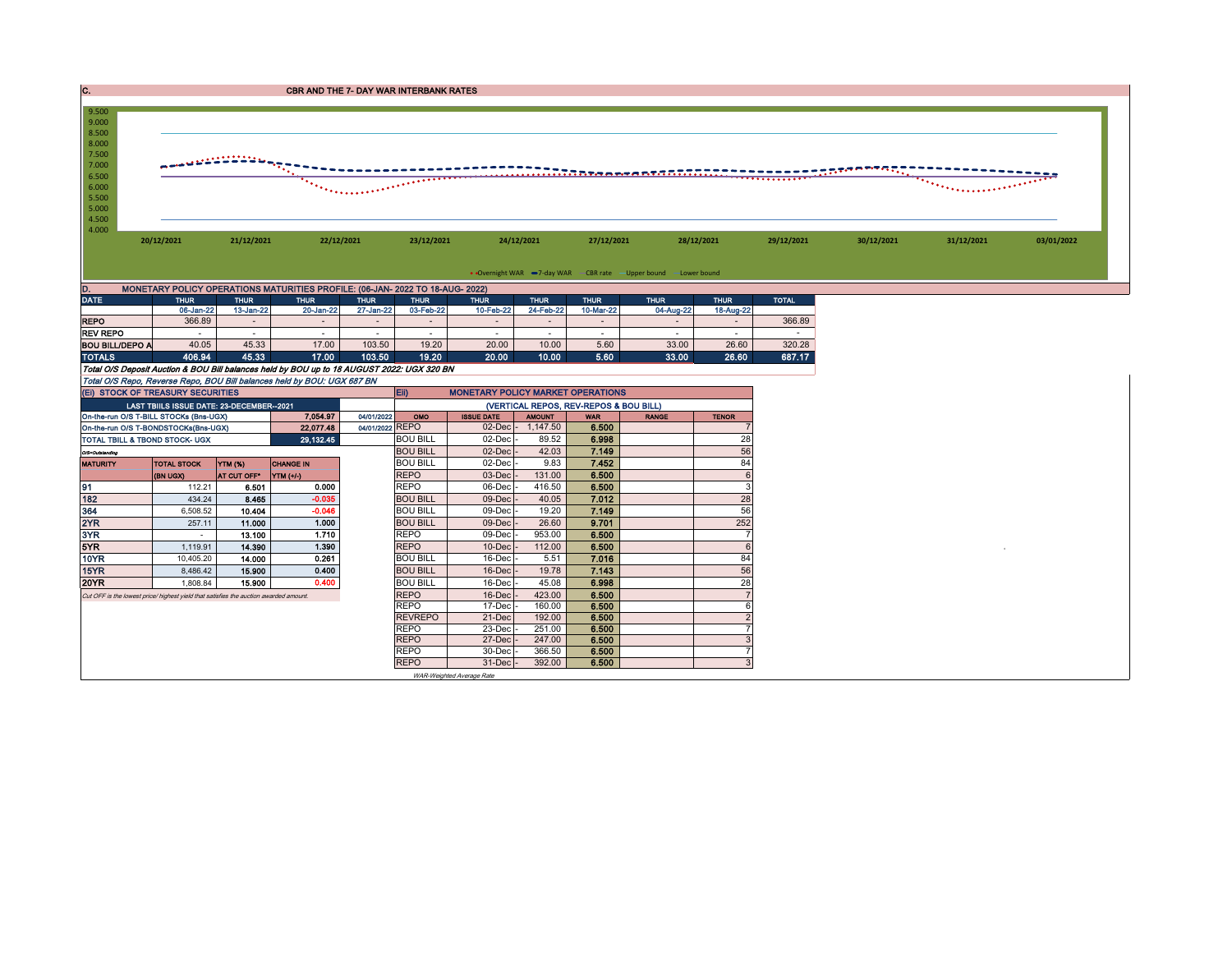## C. CBR AND THE 7- DAY WAR INTERBANK RATES

9.500
9.000
8.500
8.000
7.500
7.000
6.500
6.000
5.500
5.000
4.500
4.000

20/12/2021 21/12/2021 22/12/2021 23/12/2021 24/12/2021 27/12/2021 28/12/2021 29/12/2021 30/12/2021 31/12/2021 03/01/2022

Overnight WAR, 7-day WAR, CBR rate, Upper bound, Lower bound

## D. MONETARY POLICY OPERATIONS MATURITIES PROFILE: (06-JAN- 2022 TO 18-AUG- 2022)

| DATE | THUR | THUR | THUR | THUR | THUR | THUR | THUR | THUR | THUR | THUR | TOTAL |
|---|---|---|---|---|---|---|---|---|---|---|---|
| | 06-Jan-22 | 13-Jan-22 | 20-Jan-22 | 27-Jan-22 | 03-Feb-22 | 10-Feb-22 | 24-Feb-22 | 10-Mar-22 | 04-Aug-22 | 18-Aug-22 | |
| REPO | 366.89 | - | - | - | - | - | - | - | - | - | 366.89 |
| REV REPO | - | - | - | - | - | - | - | - | - | - | - |
| BOU BILL/DEPO A | 40.05 | 45.33 | 17.00 | 103.50 | 19.20 | 20.00 | 10.00 | 5.60 | 33.00 | 26.60 | 320.28 |
| TOTALS | 406.94 | 45.33 | 17.00 | 103.50 | 19.20 | 20.00 | 10.00 | 5.60 | 33.00 | 26.60 | 687.17 |

*Total O/S Deposit Auction & BOU Bill balances held by BOU up to 18 AUGUST 2022: UGX 320 BN*

*Total O/S Repo, Reverse Repo, BOU Bill balances held by BOU: UGX 687 BN*

## (EI) STOCK OF TREASURY SECURITIES

| LAST TBIILS ISSUE DATE: 23-DECEMBER--2021 | | | |
|---|---|---|---|
| On-the-run O/S T-BILL STOCKs (Bns-UGX) | | 7,054.97 | 04/01/2022 |
| On-the-run O/S T-BONDSTOCKs(Bns-UGX) | | 22,077.48 | 04/01/2022 |
| TOTAL TBILL & TBOND STOCK- UGX | | 29,132.45 | |

O/S=Outstanding

| MATURITY | TOTAL STOCK (BN UGX) | YTM (%) AT CUT OFF* | CHANGE IN YTM (+/-) |
|---|---|---|---|
| 91 | 112.21 | 6.501 | 0.000 |
| 182 | 434.24 | 8.465 | -0.035 |
| 364 | 6,508.52 | 10.404 | -0.046 |
| 2YR | 257.11 | 11.000 | 1.000 |
| 3YR | - | 13.100 | 1.710 |
| 5YR | 1,119.91 | 14.390 | 1.390 |
| 10YR | 10,405.20 | 14.000 | 0.261 |
| 15YR | 8,486.42 | 15.900 | 0.400 |
| 20YR | 1,808.84 | 15.900 | 0.400 |

*Cut OFF is the lowest price/ highest yield that satisfies the auction awarded amount.*

## Eii) MONETARY POLICY MARKET OPERATIONS

(VERTICAL REPOS, REV-REPOS & BOU BILL)

| OMO | ISSUE DATE | AMOUNT | WAR | RANGE | TENOR |
|---|---|---|---|---|---|
| REPO | 02-Dec | 1,147.50 | 6.500 | | 7 |
| BOU BILL | 02-Dec | 89.52 | 6.998 | | 28 |
| BOU BILL | 02-Dec | 42.03 | 7.149 | | 56 |
| BOU BILL | 02-Dec | 9.83 | 7.452 | | 84 |
| REPO | 03-Dec | 131.00 | 6.500 | | 6 |
| REPO | 06-Dec | 416.50 | 6.500 | | 3 |
| BOU BILL | 09-Dec | 40.05 | 7.012 | | 28 |
| BOU BILL | 09-Dec | 19.20 | 7.149 | | 56 |
| BOU BILL | 09-Dec | 26.60 | 9.701 | | 252 |
| REPO | 09-Dec | 953.00 | 6.500 | | 7 |
| REPO | 10-Dec | 112.00 | 6.500 | | 6 |
| BOU BILL | 16-Dec | 5.51 | 7.016 | | 84 |
| BOU BILL | 16-Dec | 19.78 | 7.143 | | 56 |
| BOU BILL | 16-Dec | 45.08 | 6.998 | | 28 |
| REPO | 16-Dec | 423.00 | 6.500 | | 7 |
| REPO | 17-Dec | 160.00 | 6.500 | | 6 |
| REVREPO | 21-Dec | 192.00 | 6.500 | | 2 |
| REPO | 23-Dec | 251.00 | 6.500 | | 7 |
| REPO | 27-Dec | 247.00 | 6.500 | | 3 |
| REPO | 30-Dec | 366.50 | 6.500 | | 7 |
| REPO | 31-Dec | 392.00 | 6.500 | | 3 |

*WAR-Weighted Average Rate*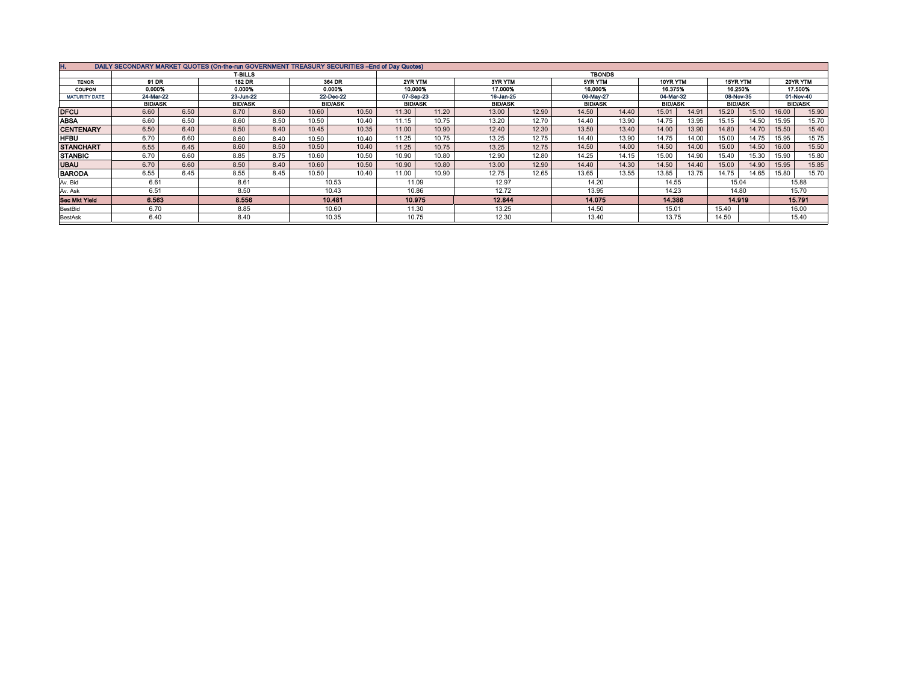**H. DAILY SECONDARY MARKET QUOTES (On-the-run GOVERNMENT TREASURY SECURITIES –End of Day Quotes)**

| | T-BILLS | | | | | | TBONDS | | | | | | | | | | | |
|---|---|---|---|---|---|---|---|---|---|---|---|---|---|---|---|---|---|---|
| **TENOR** | **91 DR** | | **182 DR** | | **364 DR** | | **2YR YTM** | | **3YR YTM** | | **5YR YTM** | | **10YR YTM** | | **15YR YTM** | | **20YR YTM** | |
| **COUPON** | **0.000%** | | **0.000%** | | **0.000%** | | **10.000%** | | **17.000%** | | **16.000%** | | **16.375%** | | **16.250%** | | **17.500%** | |
| MATURITY DATE | **24-Mar-22** | | **23-Jun-22** | | **22-Dec-22** | | **07-Sep-23** | | **16-Jan-25** | | **06-May-27** | | **04-Mar-32** | | **08-Nov-35** | | **01-Nov-40** | |
| | **BID/ASK** | | **BID/ASK** | | **BID/ASK** | | **BID/ASK** | | **BID/ASK** | | **BID/ASK** | | **BID/ASK** | | **BID/ASK** | | **BID/ASK** | |
| **DFCU** | 6.60 | 6.50 | 8.70 | 8.60 | 10.60 | 10.50 | 11.30 | 11.20 | 13.00 | 12.90 | 14.50 | 14.40 | 15.01 | 14.91 | 15.20 | 15.10 | 16.00 | 15.90 |
| **ABSA** | 6.60 | 6.50 | 8.60 | 8.50 | 10.50 | 10.40 | 11.15 | 10.75 | 13.20 | 12.70 | 14.40 | 13.90 | 14.75 | 13.95 | 15.15 | 14.50 | 15.95 | 15.70 |
| **CENTENARY** | 6.50 | 6.40 | 8.50 | 8.40 | 10.45 | 10.35 | 11.00 | 10.90 | 12.40 | 12.30 | 13.50 | 13.40 | 14.00 | 13.90 | 14.80 | 14.70 | 15.50 | 15.40 |
| **HFBU** | 6.70 | 6.60 | 8.60 | 8.40 | 10.50 | 10.40 | 11.25 | 10.75 | 13.25 | 12.75 | 14.40 | 13.90 | 14.75 | 14.00 | 15.00 | 14.75 | 15.95 | 15.75 |
| **STANCHART** | 6.55 | 6.45 | 8.60 | 8.50 | 10.50 | 10.40 | 11.25 | 10.75 | 13.25 | 12.75 | 14.50 | 14.00 | 14.50 | 14.00 | 15.00 | 14.50 | 16.00 | 15.50 |
| **STANBIC** | 6.70 | 6.60 | 8.85 | 8.75 | 10.60 | 10.50 | 10.90 | 10.80 | 12.90 | 12.80 | 14.25 | 14.15 | 15.00 | 14.90 | 15.40 | 15.30 | 15.90 | 15.80 |
| **UBAU** | 6.70 | 6.60 | 8.50 | 8.40 | 10.60 | 10.50 | 10.90 | 10.80 | 13.00 | 12.90 | 14.40 | 14.30 | 14.50 | 14.40 | 15.00 | 14.90 | 15.95 | 15.85 |
| **BARODA** | 6.55 | 6.45 | 8.55 | 8.45 | 10.50 | 10.40 | 11.00 | 10.90 | 12.75 | 12.65 | 13.65 | 13.55 | 13.85 | 13.75 | 14.75 | 14.65 | 15.80 | 15.70 |
| Av. Bid | 6.61 | | 8.61 | | 10.53 | | 11.09 | | 12.97 | | 14.20 | | 14.55 | | 15.04 | | 15.88 | |
| Av. Ask | 6.51 | | 8.50 | | 10.43 | | 10.86 | | 12.72 | | 13.95 | | 14.23 | | 14.80 | | 15.70 | |
| **Sec Mkt Yield** | **6.563** | | **8.556** | | **10.481** | | **10.975** | | **12.844** | | **14.075** | | **14.386** | | **14.919** | | **15.791** | |
| BestBid | 6.70 | | 8.85 | | 10.60 | | 11.30 | | 13.25 | | 14.50 | | 15.01 | | 15.40 | | 16.00 | |
| BestAsk | 6.40 | | 8.40 | | 10.35 | | 10.75 | | 12.30 | | 13.40 | | 13.75 | | 14.50 | | 15.40 | |